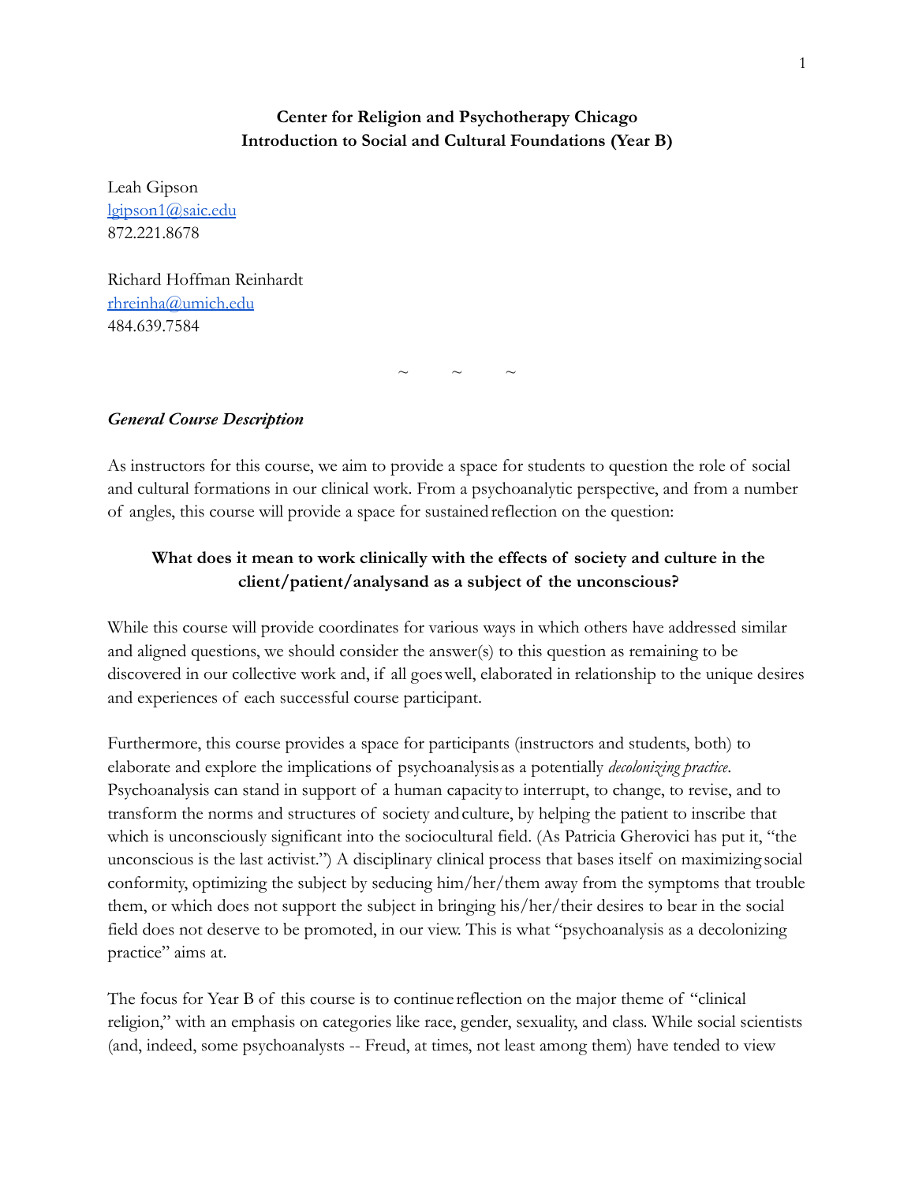**Center for Religion and Psychotherapy Chicago**
**Introduction to Social and Cultural Foundations (Year B)**

Leah Gipson
lgipson1@saic.edu
872.221.8678

Richard Hoffman Reinhardt
rhreinha@umich.edu
484.639.7584

~ ~ ~

***General Course Description***

As instructors for this course, we aim to provide a space for students to question the role of social and cultural formations in our clinical work. From a psychoanalytic perspective, and from a number of angles, this course will provide a space for sustained reflection on the question:

**What does it mean to work clinically with the effects of society and culture in the client/patient/analysand as a subject of the unconscious?**

While this course will provide coordinates for various ways in which others have addressed similar and aligned questions, we should consider the answer(s) to this question as remaining to be discovered in our collective work and, if all goes well, elaborated in relationship to the unique desires and experiences of each successful course participant.

Furthermore, this course provides a space for participants (instructors and students, both) to elaborate and explore the implications of psychoanalysis as a potentially *decolonizing practice*. Psychoanalysis can stand in support of a human capacity to interrupt, to change, to revise, and to transform the norms and structures of society and culture, by helping the patient to inscribe that which is unconsciously significant into the sociocultural field. (As Patricia Gherovici has put it, "the unconscious is the last activist.") A disciplinary clinical process that bases itself on maximizing social conformity, optimizing the subject by seducing him/her/them away from the symptoms that trouble them, or which does not support the subject in bringing his/her/their desires to bear in the social field does not deserve to be promoted, in our view. This is what "psychoanalysis as a decolonizing practice" aims at.

The focus for Year B of this course is to continue reflection on the major theme of "clinical religion," with an emphasis on categories like race, gender, sexuality, and class. While social scientists (and, indeed, some psychoanalysts -- Freud, at times, not least among them) have tended to view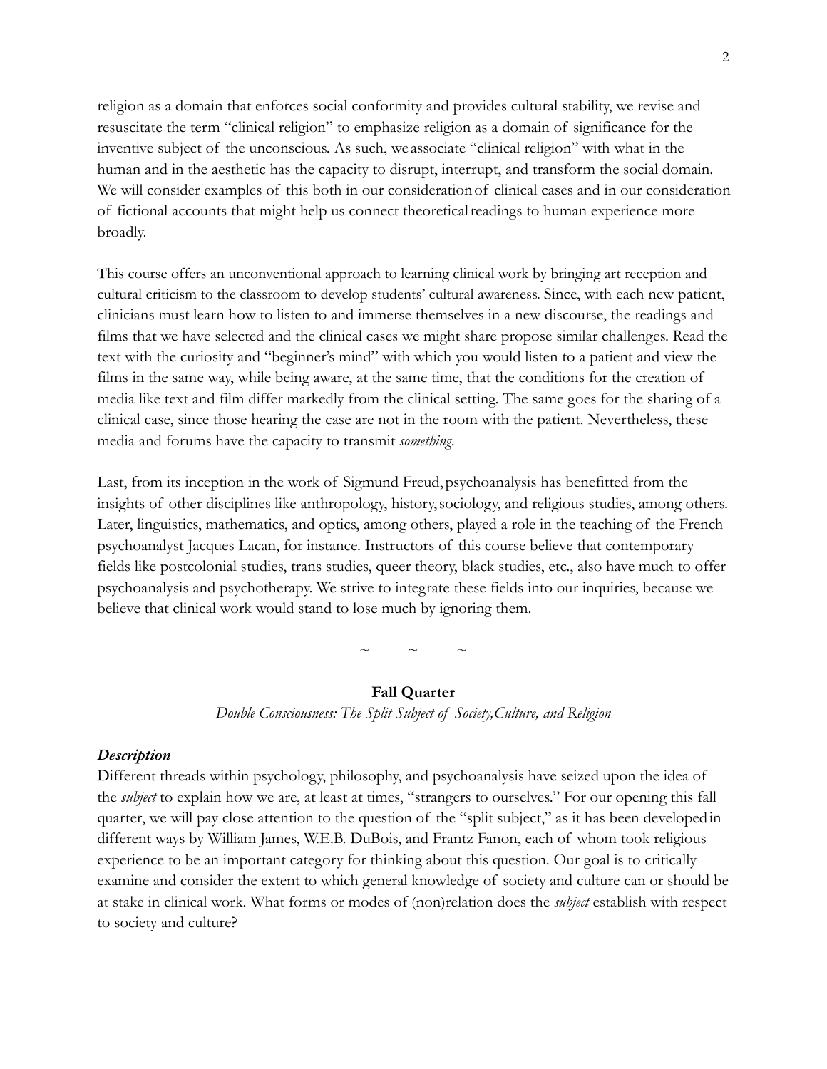religion as a domain that enforces social conformity and provides cultural stability, we revise and resuscitate the term "clinical religion" to emphasize religion as a domain of significance for the inventive subject of the unconscious. As such, we associate "clinical religion" with what in the human and in the aesthetic has the capacity to disrupt, interrupt, and transform the social domain. We will consider examples of this both in our consideration of clinical cases and in our consideration of fictional accounts that might help us connect theoretical readings to human experience more broadly.

This course offers an unconventional approach to learning clinical work by bringing art reception and cultural criticism to the classroom to develop students' cultural awareness. Since, with each new patient, clinicians must learn how to listen to and immerse themselves in a new discourse, the readings and films that we have selected and the clinical cases we might share propose similar challenges. Read the text with the curiosity and "beginner's mind" with which you would listen to a patient and view the films in the same way, while being aware, at the same time, that the conditions for the creation of media like text and film differ markedly from the clinical setting. The same goes for the sharing of a clinical case, since those hearing the case are not in the room with the patient. Nevertheless, these media and forums have the capacity to transmit *something*.

Last, from its inception in the work of Sigmund Freud, psychoanalysis has benefitted from the insights of other disciplines like anthropology, history, sociology, and religious studies, among others. Later, linguistics, mathematics, and optics, among others, played a role in the teaching of the French psychoanalyst Jacques Lacan, for instance. Instructors of this course believe that contemporary fields like postcolonial studies, trans studies, queer theory, black studies, etc., also have much to offer psychoanalysis and psychotherapy. We strive to integrate these fields into our inquiries, because we believe that clinical work would stand to lose much by ignoring them.

~ ~ ~

## Fall Quarter

*Double Consciousness: The Split Subject of Society, Culture, and Religion*

### *Description*

Different threads within psychology, philosophy, and psychoanalysis have seized upon the idea of the *subject* to explain how we are, at least at times, "strangers to ourselves." For our opening this fall quarter, we will pay close attention to the question of the "split subject," as it has been developed in different ways by William James, W.E.B. DuBois, and Frantz Fanon, each of whom took religious experience to be an important category for thinking about this question. Our goal is to critically examine and consider the extent to which general knowledge of society and culture can or should be at stake in clinical work. What forms or modes of (non)relation does the *subject* establish with respect to society and culture?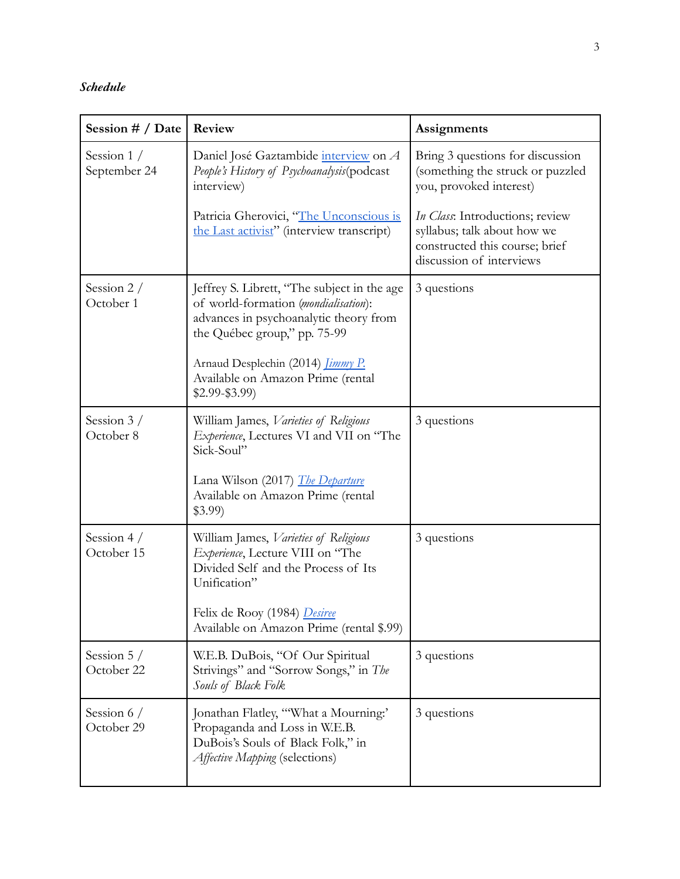***Schedule***

| **Session # / Date** | **Review** | **Assignments** |
|---|---|---|
| Session 1 / September 24 | Daniel José Gaztambide interview on *A People's History of Psychoanalysis*(podcast interview)<br><br>Patricia Gherovici, "The Unconscious is the Last activist" (interview transcript) | Bring 3 questions for discussion (something the struck or puzzled you, provoked interest)<br><br>*In Class*: Introductions; review syllabus; talk about how we constructed this course; brief discussion of interviews |
| Session 2 / October 1 | Jeffrey S. Librett, "The subject in the age of world-formation (*mondialisation*): advances in psychoanalytic theory from the Québec group," pp. 75-99<br><br>Arnaud Desplechin (2014) *Jimmy P.* Available on Amazon Prime (rental $2.99-$3.99) | 3 questions |
| Session 3 / October 8 | William James, *Varieties of Religious Experience*, Lectures VI and VII on "The Sick-Soul"<br><br>Lana Wilson (2017) *The Departure* Available on Amazon Prime (rental $3.99) | 3 questions |
| Session 4 / October 15 | William James, *Varieties of Religious Experience*, Lecture VIII on "The Divided Self and the Process of Its Unification"<br><br>Felix de Rooy (1984) *Desiree* Available on Amazon Prime (rental $.99) | 3 questions |
| Session 5 / October 22 | W.E.B. DuBois, "Of Our Spiritual Strivings" and "Sorrow Songs," in *The Souls of Black Folk* | 3 questions |
| Session 6 / October 29 | Jonathan Flatley, "'What a Mourning:' Propaganda and Loss in W.E.B. DuBois's Souls of Black Folk," in *Affective Mapping* (selections) | 3 questions |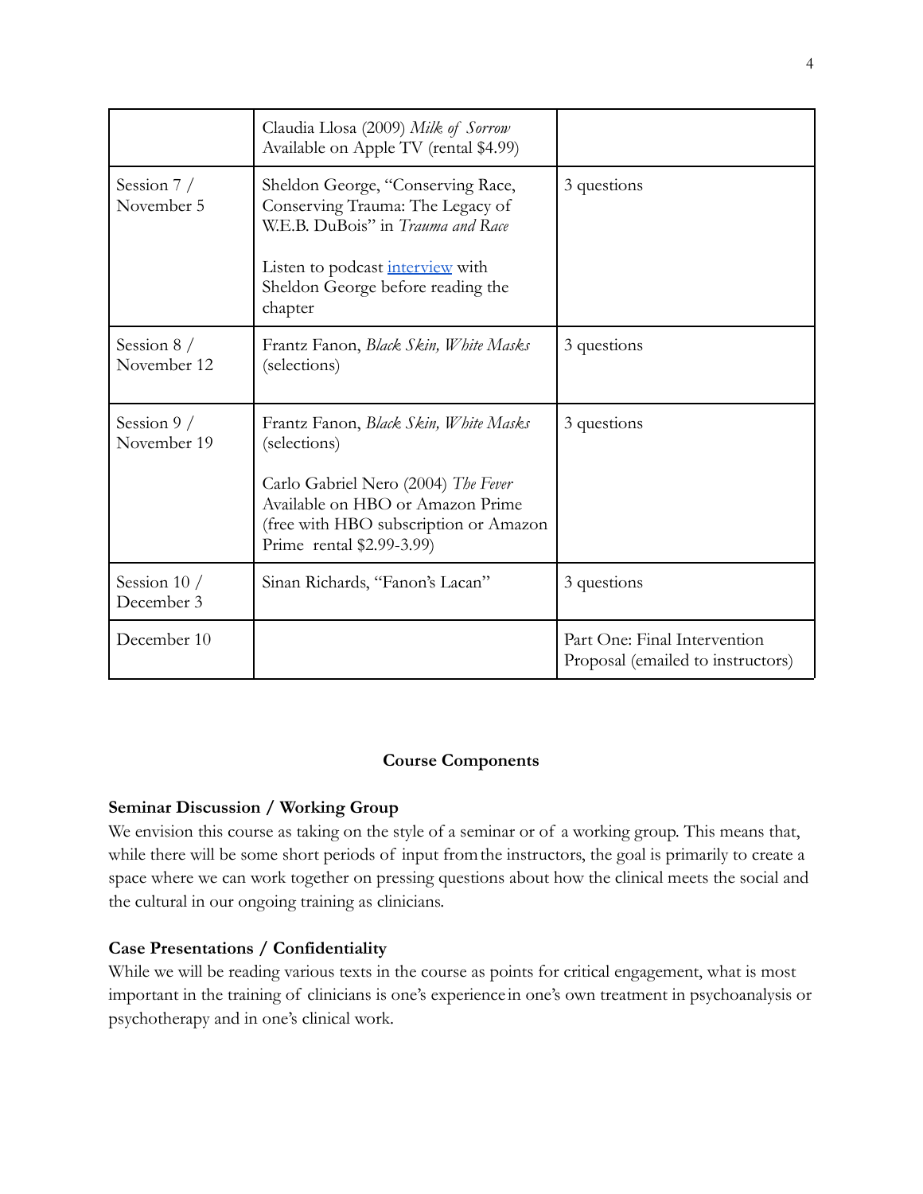| | | |
|---|---|---|
| | Claudia Llosa (2009) *Milk of Sorrow* Available on Apple TV (rental $4.99) | |
| Session 7 / November 5 | Sheldon George, "Conserving Race, Conserving Trauma: The Legacy of W.E.B. DuBois" in *Trauma and Race*<br><br>Listen to podcast interview with Sheldon George before reading the chapter | 3 questions |
| Session 8 / November 12 | Frantz Fanon, *Black Skin, White Masks* (selections) | 3 questions |
| Session 9 / November 19 | Frantz Fanon, *Black Skin, White Masks* (selections)<br><br>Carlo Gabriel Nero (2004) *The Fever* Available on HBO or Amazon Prime (free with HBO subscription or Amazon Prime rental $2.99-3.99) | 3 questions |
| Session 10 / December 3 | Sinan Richards, "Fanon's Lacan" | 3 questions |
| December 10 | | Part One: Final Intervention Proposal (emailed to instructors) |

## Course Components

### Seminar Discussion / Working Group

We envision this course as taking on the style of a seminar or of a working group. This means that, while there will be some short periods of input from the instructors, the goal is primarily to create a space where we can work together on pressing questions about how the clinical meets the social and the cultural in our ongoing training as clinicians.

### Case Presentations / Confidentiality

While we will be reading various texts in the course as points for critical engagement, what is most important in the training of clinicians is one's experience in one's own treatment in psychoanalysis or psychotherapy and in one's clinical work.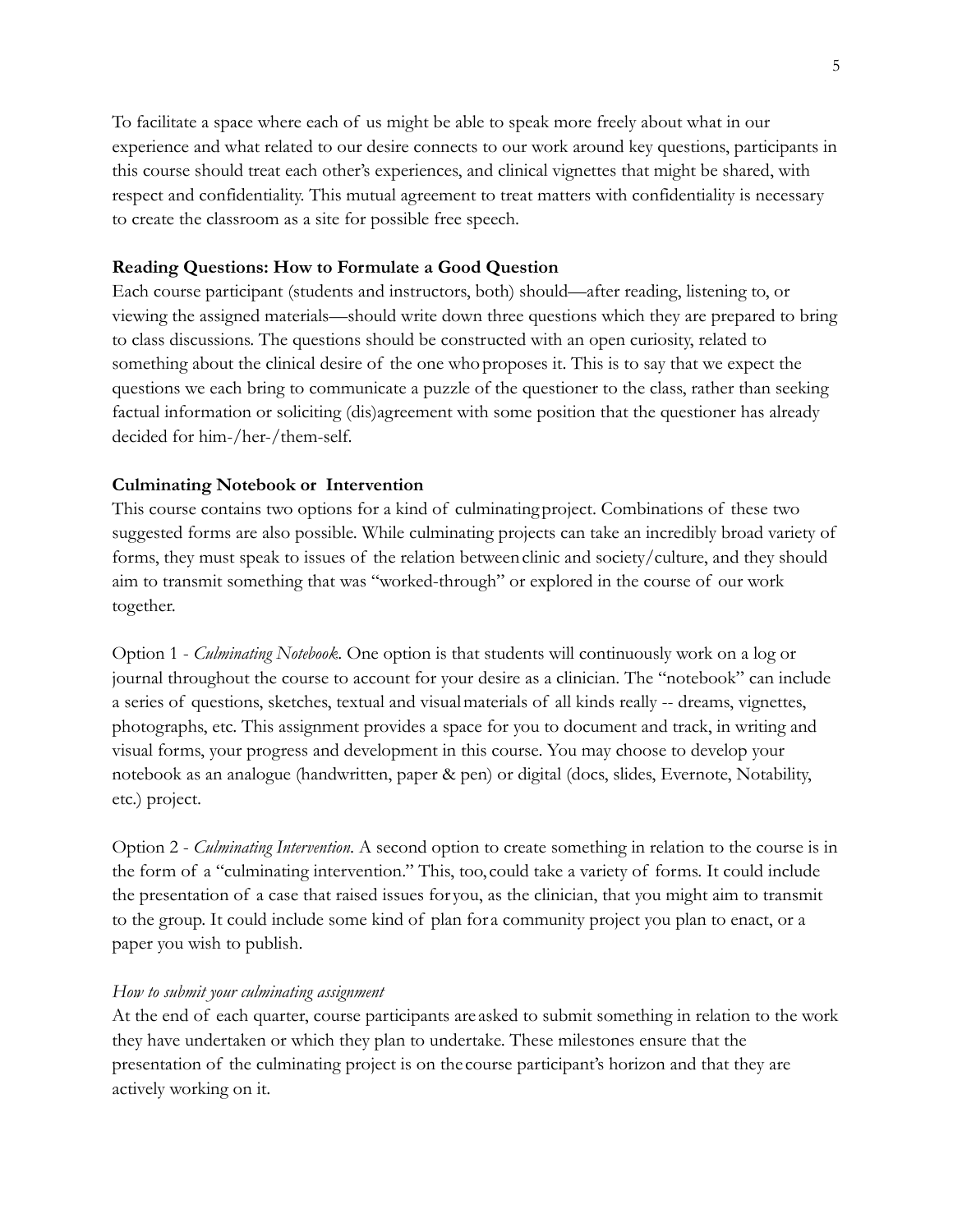To facilitate a space where each of us might be able to speak more freely about what in our experience and what related to our desire connects to our work around key questions, participants in this course should treat each other's experiences, and clinical vignettes that might be shared, with respect and confidentiality. This mutual agreement to treat matters with confidentiality is necessary to create the classroom as a site for possible free speech.

**Reading Questions: How to Formulate a Good Question**

Each course participant (students and instructors, both) should—after reading, listening to, or viewing the assigned materials—should write down three questions which they are prepared to bring to class discussions. The questions should be constructed with an open curiosity, related to something about the clinical desire of the one who proposes it. This is to say that we expect the questions we each bring to communicate a puzzle of the questioner to the class, rather than seeking factual information or soliciting (dis)agreement with some position that the questioner has already decided for him-/her-/them-self.

**Culminating Notebook or Intervention**

This course contains two options for a kind of culminating project. Combinations of these two suggested forms are also possible. While culminating projects can take an incredibly broad variety of forms, they must speak to issues of the relation between clinic and society/culture, and they should aim to transmit something that was "worked-through" or explored in the course of our work together.

Option 1 - *Culminating Notebook*. One option is that students will continuously work on a log or journal throughout the course to account for your desire as a clinician. The "notebook" can include a series of questions, sketches, textual and visual materials of all kinds really -- dreams, vignettes, photographs, etc. This assignment provides a space for you to document and track, in writing and visual forms, your progress and development in this course. You may choose to develop your notebook as an analogue (handwritten, paper & pen) or digital (docs, slides, Evernote, Notability, etc.) project.

Option 2 - *Culminating Intervention*. A second option to create something in relation to the course is in the form of a "culminating intervention." This, too, could take a variety of forms. It could include the presentation of a case that raised issues for you, as the clinician, that you might aim to transmit to the group. It could include some kind of plan for a community project you plan to enact, or a paper you wish to publish.

*How to submit your culminating assignment*

At the end of each quarter, course participants are asked to submit something in relation to the work they have undertaken or which they plan to undertake. These milestones ensure that the presentation of the culminating project is on the course participant's horizon and that they are actively working on it.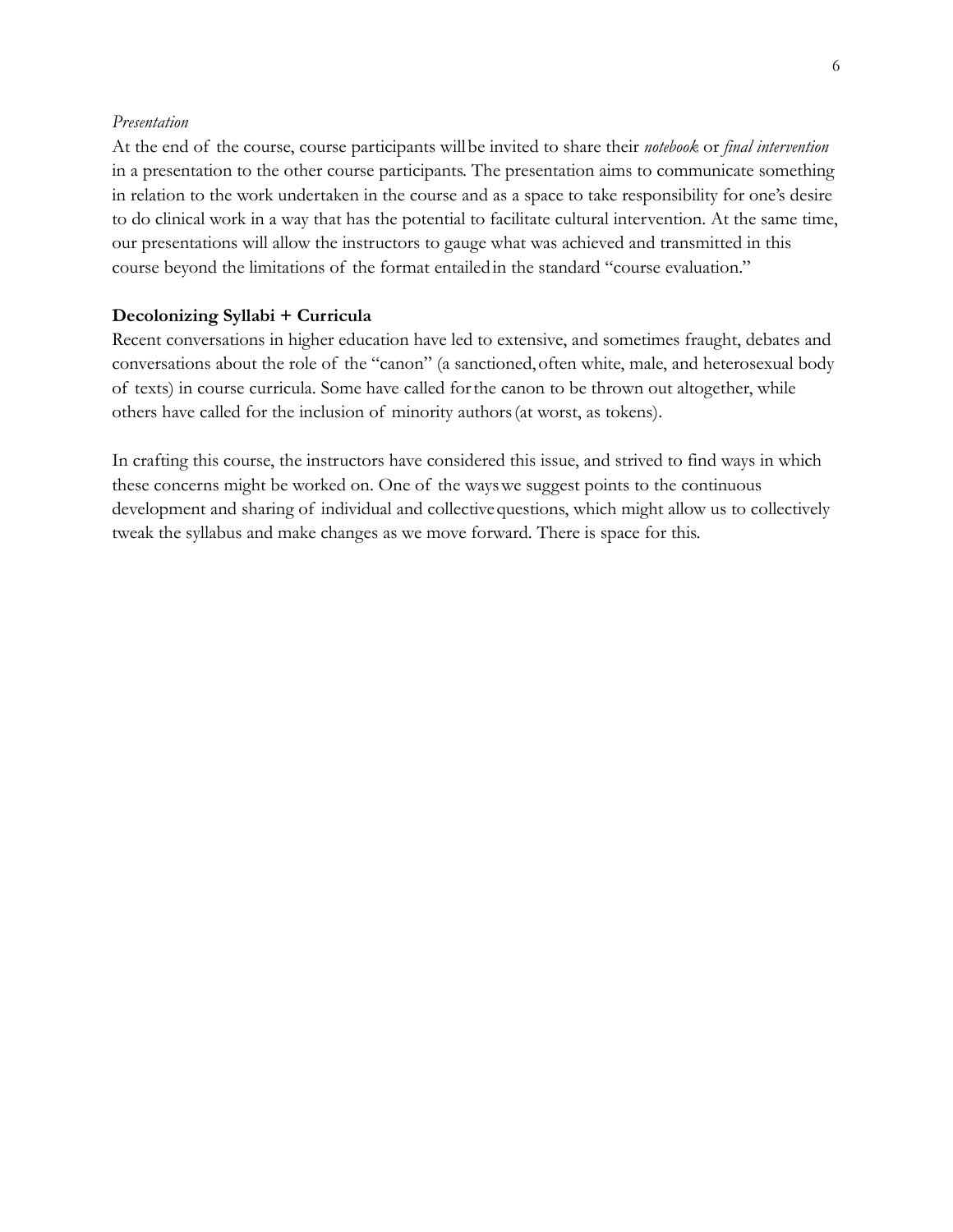*Presentation*

At the end of the course, course participants will be invited to share their *notebook* or *final intervention* in a presentation to the other course participants. The presentation aims to communicate something in relation to the work undertaken in the course and as a space to take responsibility for one's desire to do clinical work in a way that has the potential to facilitate cultural intervention. At the same time, our presentations will allow the instructors to gauge what was achieved and transmitted in this course beyond the limitations of the format entailed in the standard "course evaluation."

**Decolonizing Syllabi + Curricula**

Recent conversations in higher education have led to extensive, and sometimes fraught, debates and conversations about the role of the "canon" (a sanctioned, often white, male, and heterosexual body of texts) in course curricula. Some have called for the canon to be thrown out altogether, while others have called for the inclusion of minority authors (at worst, as tokens).

In crafting this course, the instructors have considered this issue, and strived to find ways in which these concerns might be worked on. One of the ways we suggest points to the continuous development and sharing of individual and collective questions, which might allow us to collectively tweak the syllabus and make changes as we move forward. There is space for this.